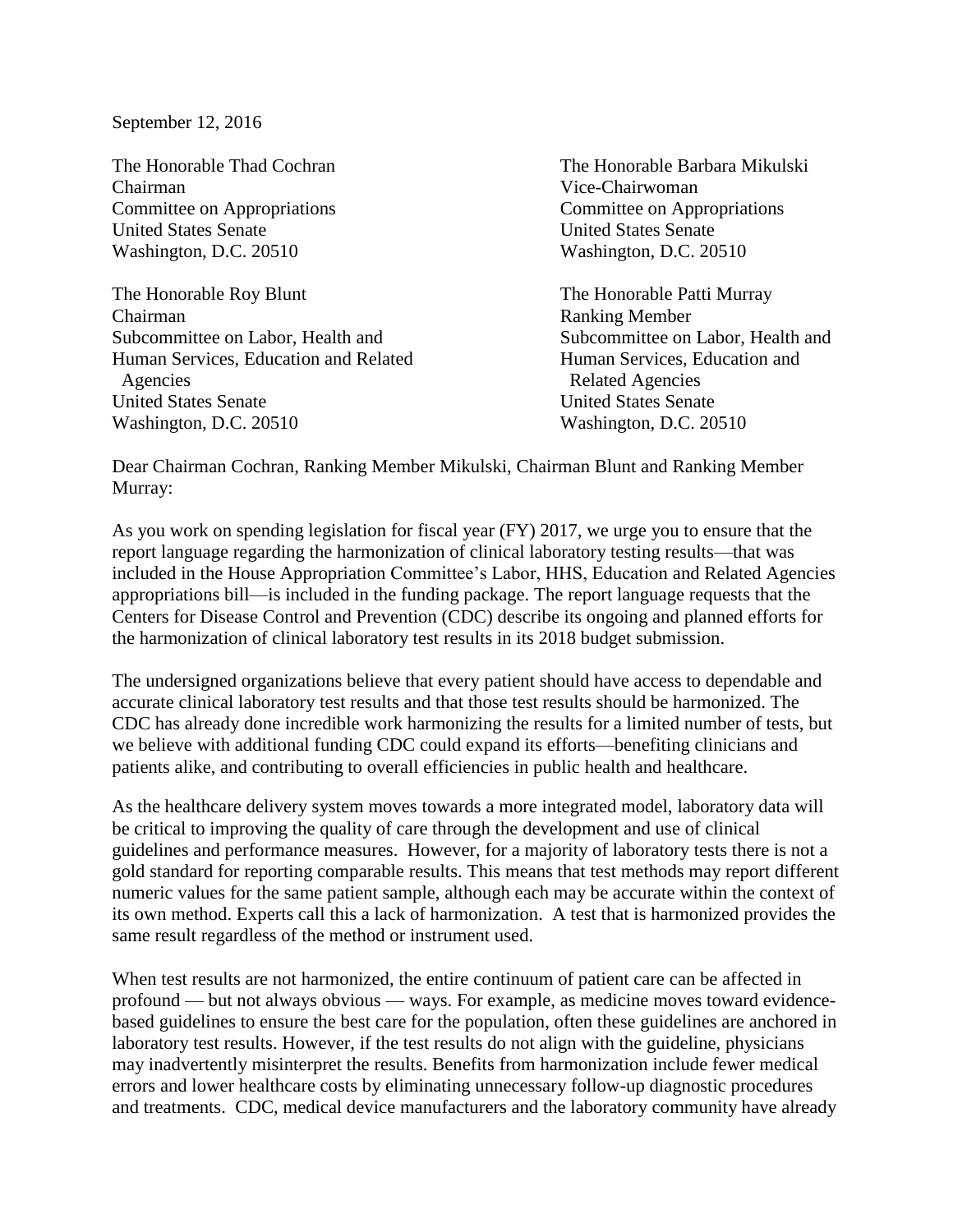September 12, 2016

The Honorable Thad Cochran
Chairman
Committee on Appropriations
United States Senate
Washington, D.C. 20510

The Honorable Barbara Mikulski
Vice-Chairwoman
Committee on Appropriations
United States Senate
Washington, D.C. 20510

The Honorable Roy Blunt
Chairman
Subcommittee on Labor, Health and Human Services, Education and Related Agencies
United States Senate
Washington, D.C. 20510

The Honorable Patti Murray
Ranking Member
Subcommittee on Labor, Health and Human Services, Education and Related Agencies
United States Senate
Washington, D.C. 20510

Dear Chairman Cochran, Ranking Member Mikulski, Chairman Blunt and Ranking Member Murray:

As you work on spending legislation for fiscal year (FY) 2017, we urge you to ensure that the report language regarding the harmonization of clinical laboratory testing results—that was included in the House Appropriation Committee's Labor, HHS, Education and Related Agencies appropriations bill—is included in the funding package. The report language requests that the Centers for Disease Control and Prevention (CDC) describe its ongoing and planned efforts for the harmonization of clinical laboratory test results in its 2018 budget submission.

The undersigned organizations believe that every patient should have access to dependable and accurate clinical laboratory test results and that those test results should be harmonized. The CDC has already done incredible work harmonizing the results for a limited number of tests, but we believe with additional funding CDC could expand its efforts—benefiting clinicians and patients alike, and contributing to overall efficiencies in public health and healthcare.

As the healthcare delivery system moves towards a more integrated model, laboratory data will be critical to improving the quality of care through the development and use of clinical guidelines and performance measures. However, for a majority of laboratory tests there is not a gold standard for reporting comparable results. This means that test methods may report different numeric values for the same patient sample, although each may be accurate within the context of its own method. Experts call this a lack of harmonization. A test that is harmonized provides the same result regardless of the method or instrument used.

When test results are not harmonized, the entire continuum of patient care can be affected in profound — but not always obvious — ways. For example, as medicine moves toward evidence-based guidelines to ensure the best care for the population, often these guidelines are anchored in laboratory test results. However, if the test results do not align with the guideline, physicians may inadvertently misinterpret the results. Benefits from harmonization include fewer medical errors and lower healthcare costs by eliminating unnecessary follow-up diagnostic procedures and treatments. CDC, medical device manufacturers and the laboratory community have already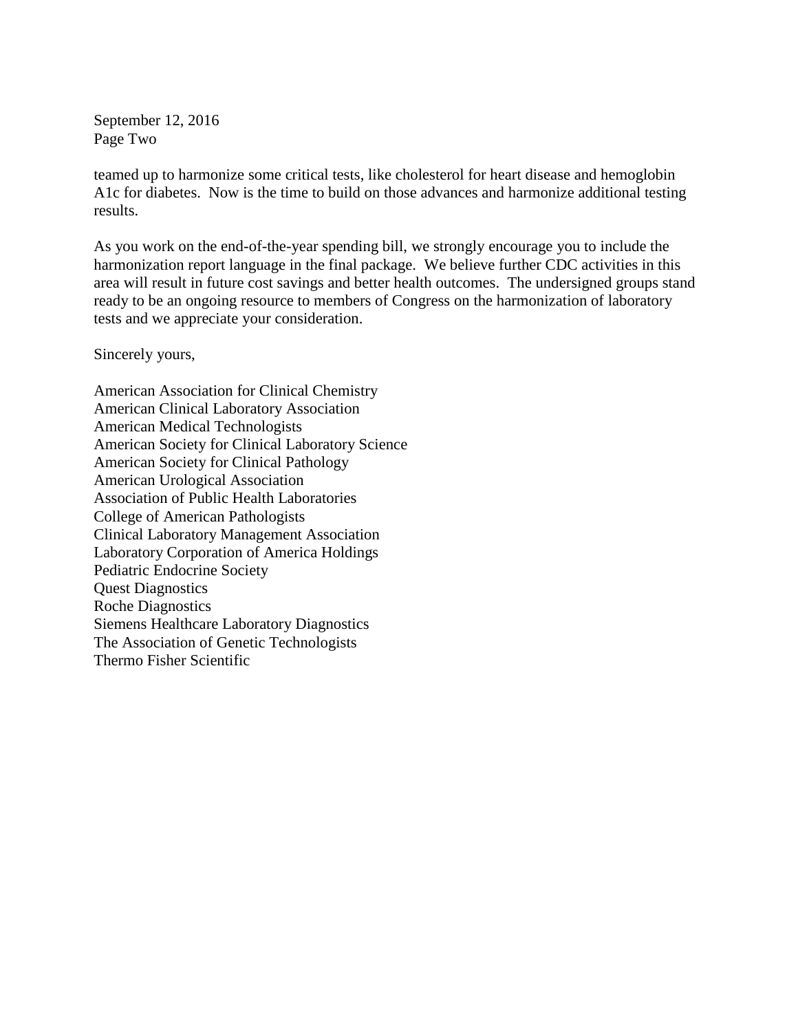teamed up to harmonize some critical tests, like cholesterol for heart disease and hemoglobin A1c for diabetes. Now is the time to build on those advances and harmonize additional testing results.

As you work on the end-of-the-year spending bill, we strongly encourage you to include the harmonization report language in the final package. We believe further CDC activities in this area will result in future cost savings and better health outcomes. The undersigned groups stand ready to be an ongoing resource to members of Congress on the harmonization of laboratory tests and we appreciate your consideration.

Sincerely yours,

American Association for Clinical Chemistry
American Clinical Laboratory Association
American Medical Technologists
American Society for Clinical Laboratory Science
American Society for Clinical Pathology
American Urological Association
Association of Public Health Laboratories
College of American Pathologists
Clinical Laboratory Management Association
Laboratory Corporation of America Holdings
Pediatric Endocrine Society
Quest Diagnostics
Roche Diagnostics
Siemens Healthcare Laboratory Diagnostics
The Association of Genetic Technologists
Thermo Fisher Scientific